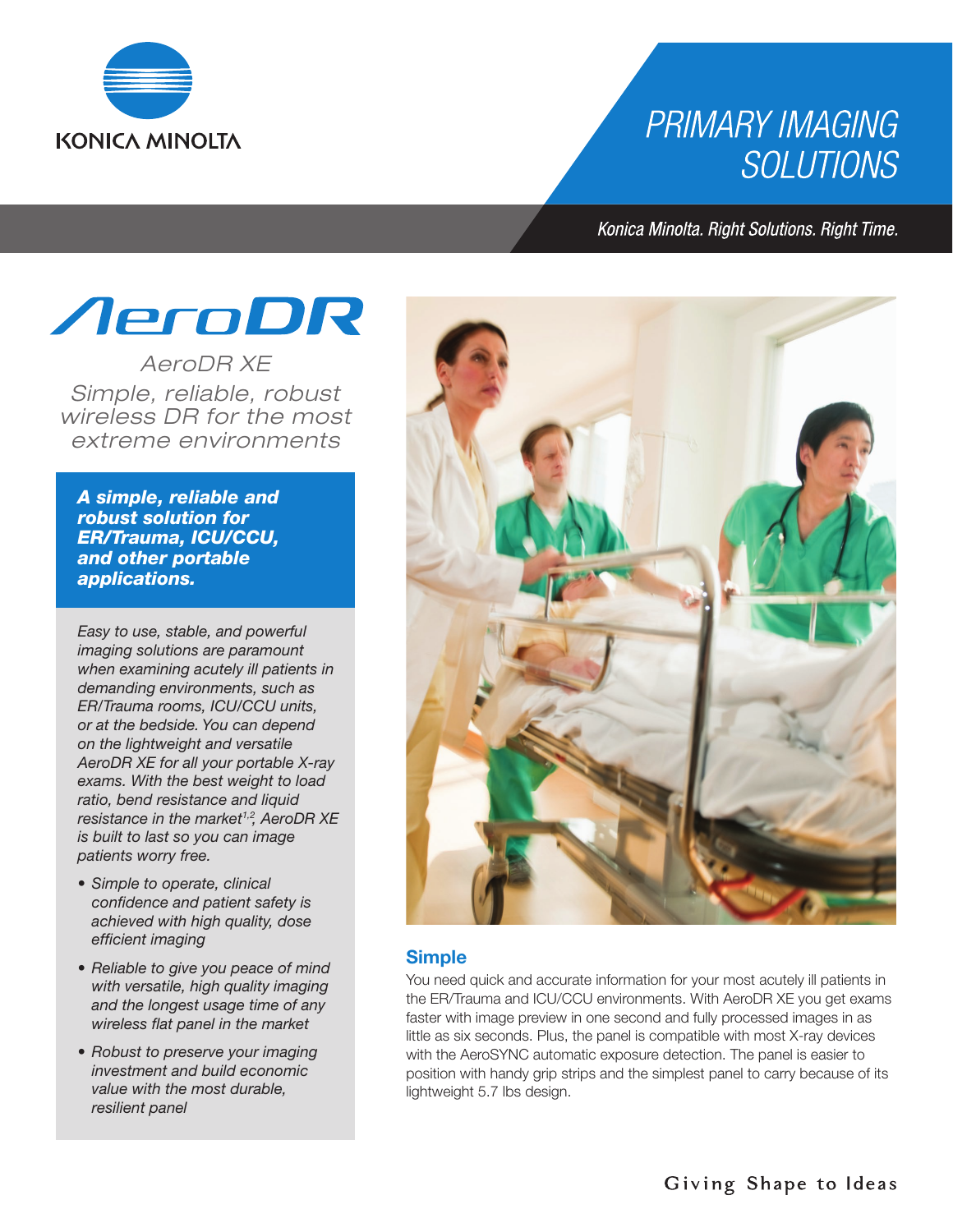KONICA MINOLTA

# PRIMARY IMAGING SOLUTIONS

*Konica Minolta. Right Solutions. Right Time.*

# AeroDR

*AeroDR XE*

*Simple, reliable, robust wireless DR for the most extreme environments*

***A simple, reliable and robust solution for ER/Trauma, ICU/CCU, and other portable applications.***

*Easy to use, stable, and powerful imaging solutions are paramount when examining acutely ill patients in demanding environments, such as ER/Trauma rooms, ICU/CCU units, or at the bedside. You can depend on the lightweight and versatile AeroDR XE for all your portable X-ray exams. With the best weight to load ratio, bend resistance and liquid resistance in the market[1,2], AeroDR XE is built to last so you can image patients worry free.*

- *Simple to operate, clinical confidence and patient safety is achieved with high quality, dose efficient imaging*
- *Reliable to give you peace of mind with versatile, high quality imaging and the longest usage time of any wireless flat panel in the market*
- *Robust to preserve your imaging investment and build economic value with the most durable, resilient panel*

## Simple

You need quick and accurate information for your most acutely ill patients in the ER/Trauma and ICU/CCU environments. With AeroDR XE you get exams faster with image preview in one second and fully processed images in as little as six seconds. Plus, the panel is compatible with most X-ray devices with the AeroSYNC automatic exposure detection. The panel is easier to position with handy grip strips and the simplest panel to carry because of its lightweight 5.7 lbs design.

Giving Shape to Ideas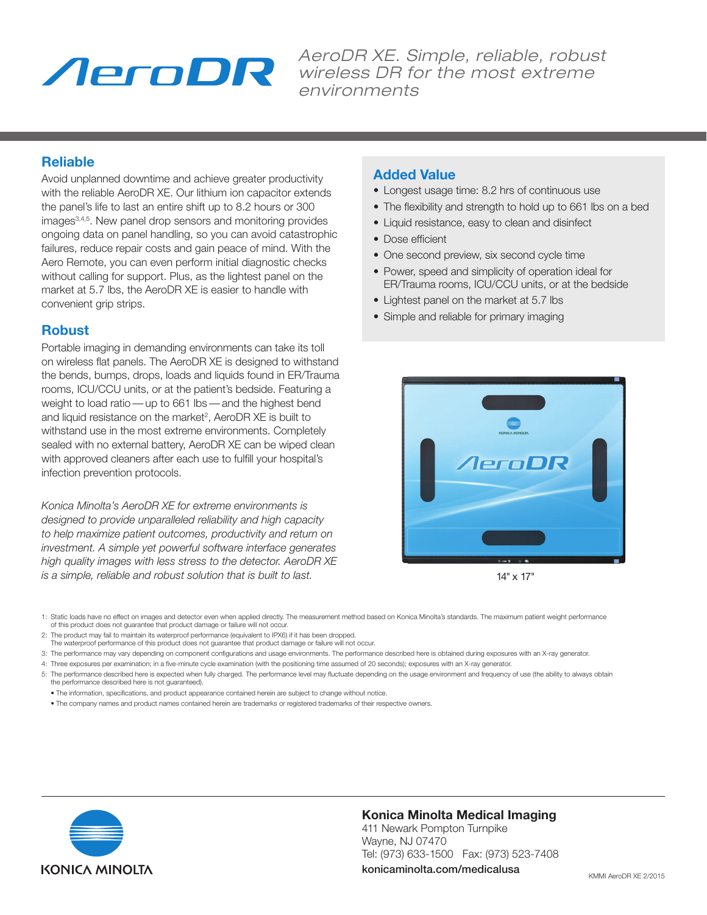# AeroDR

*AeroDR XE. Simple, reliable, robust wireless DR for the most extreme environments*

## Reliable

Avoid unplanned downtime and achieve greater productivity with the reliable AeroDR XE. Our lithium ion capacitor extends the panel's life to last an entire shift up to 8.2 hours or 300 images[3,4,5]. New panel drop sensors and monitoring provides ongoing data on panel handling, so you can avoid catastrophic failures, reduce repair costs and gain peace of mind. With the Aero Remote, you can even perform initial diagnostic checks without calling for support. Plus, as the lightest panel on the market at 5.7 lbs, the AeroDR XE is easier to handle with convenient grip strips.

## Robust

Portable imaging in demanding environments can take its toll on wireless flat panels. The AeroDR XE is designed to withstand the bends, bumps, drops, loads and liquids found in ER/Trauma rooms, ICU/CCU units, or at the patient's bedside. Featuring a weight to load ratio — up to 661 lbs — and the highest bend and liquid resistance on the market[2], AeroDR XE is built to withstand use in the most extreme environments. Completely sealed with no external battery, AeroDR XE can be wiped clean with approved cleaners after each use to fulfill your hospital's infection prevention protocols.

*Konica Minolta's AeroDR XE for extreme environments is designed to provide unparalleled reliability and high capacity to help maximize patient outcomes, productivity and return on investment. A simple yet powerful software interface generates high quality images with less stress to the detector. AeroDR XE is a simple, reliable and robust solution that is built to last.*

## Added Value

- Longest usage time: 8.2 hrs of continuous use
- The flexibility and strength to hold up to 661 lbs on a bed
- Liquid resistance, easy to clean and disinfect
- Dose efficient
- One second preview, six second cycle time
- Power, speed and simplicity of operation ideal for ER/Trauma rooms, ICU/CCU units, or at the bedside
- Lightest panel on the market at 5.7 lbs
- Simple and reliable for primary imaging

14" x 17"

1: Static loads have no effect on images and detector even when applied directly. The measurement method based on Konica Minolta's standards. The maximum patient weight performance of this product does not guarantee that product damage or failure will not occur.
2: The product may fail to maintain its waterproof performance (equivalent to IPX6) if it has been dropped. The waterproof performance of this product does not guarantee that product damage or failure will not occur.
3: The performance may vary depending on component configurations and usage environments. The performance described here is obtained during exposures with an X-ray generator.
4: Three exposures per examination; in a five-minute cycle examination (with the positioning time assumed of 20 seconds); exposures with an X-ray generator.
5: The performance described here is expected when fully charged. The performance level may fluctuate depending on the usage environment and frequency of use (the ability to always obtain the performance described here is not guaranteed).

- The information, specifications, and product appearance contained herein are subject to change without notice.
- The company names and product names contained herein are trademarks or registered trademarks of their respective owners.

KONICA MINOLTA

**Konica Minolta Medical Imaging**
411 Newark Pompton Turnpike
Wayne, NJ 07470
Tel: (973) 633-1500 Fax: (973) 523-7408
**konicaminolta.com/medicalusa**

KMMI AeroDR XE 2/2015